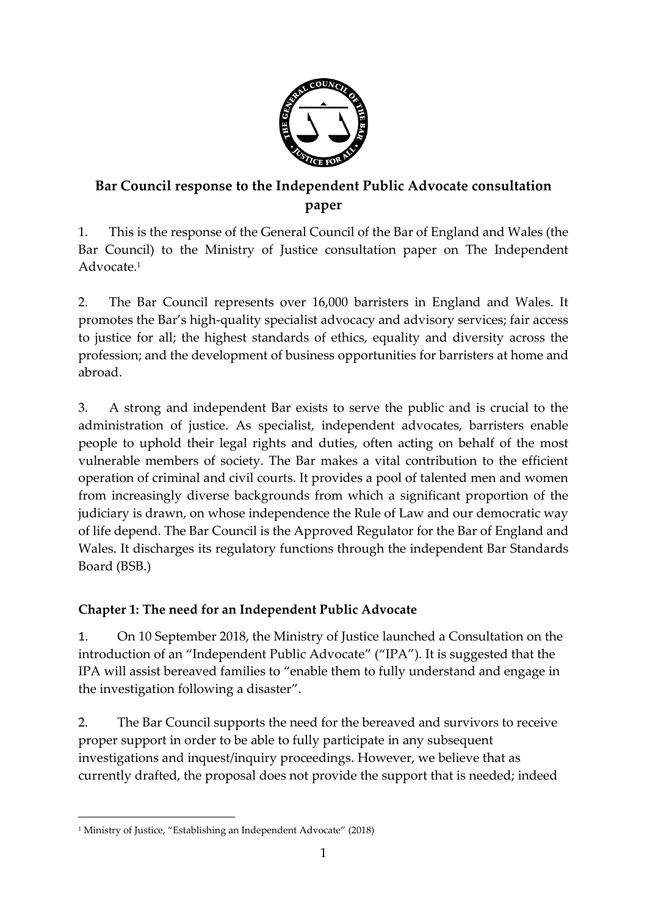# Bar Council response to the Independent Public Advocate consultation paper

1. This is the response of the General Council of the Bar of England and Wales (the Bar Council) to the Ministry of Justice consultation paper on The Independent Advocate.[1]

2. The Bar Council represents over 16,000 barristers in England and Wales. It promotes the Bar's high-quality specialist advocacy and advisory services; fair access to justice for all; the highest standards of ethics, equality and diversity across the profession; and the development of business opportunities for barristers at home and abroad.

3. A strong and independent Bar exists to serve the public and is crucial to the administration of justice. As specialist, independent advocates, barristers enable people to uphold their legal rights and duties, often acting on behalf of the most vulnerable members of society. The Bar makes a vital contribution to the efficient operation of criminal and civil courts. It provides a pool of talented men and women from increasingly diverse backgrounds from which a significant proportion of the judiciary is drawn, on whose independence the Rule of Law and our democratic way of life depend. The Bar Council is the Approved Regulator for the Bar of England and Wales. It discharges its regulatory functions through the independent Bar Standards Board (BSB.)

## Chapter 1: The need for an Independent Public Advocate

1. On 10 September 2018, the Ministry of Justice launched a Consultation on the introduction of an "Independent Public Advocate" ("IPA"). It is suggested that the IPA will assist bereaved families to "enable them to fully understand and engage in the investigation following a disaster".

2. The Bar Council supports the need for the bereaved and survivors to receive proper support in order to be able to fully participate in any subsequent investigations and inquest/inquiry proceedings. However, we believe that as currently drafted, the proposal does not provide the support that is needed; indeed

[1] Ministry of Justice, "Establishing an Independent Advocate" (2018)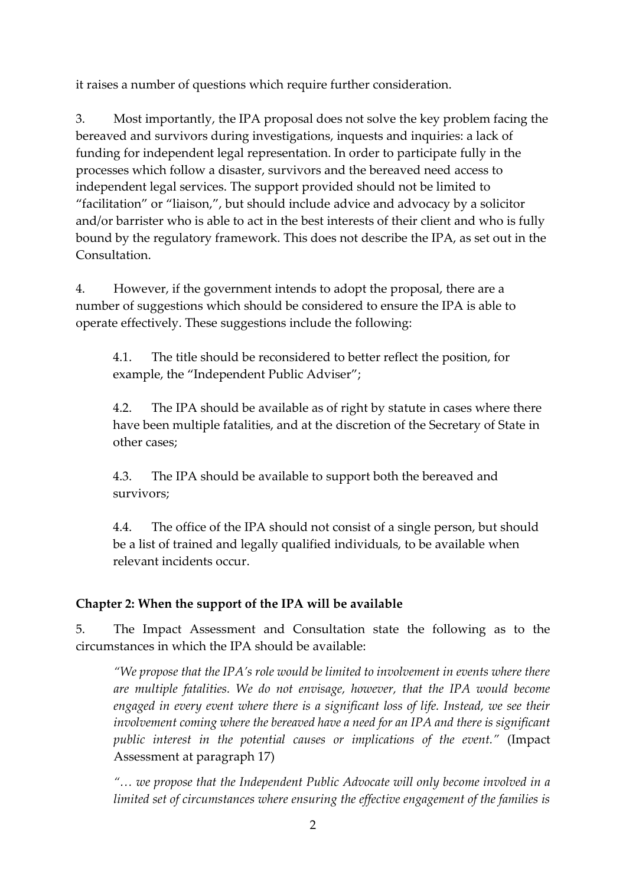it raises a number of questions which require further consideration.

3. Most importantly, the IPA proposal does not solve the key problem facing the bereaved and survivors during investigations, inquests and inquiries: a lack of funding for independent legal representation. In order to participate fully in the processes which follow a disaster, survivors and the bereaved need access to independent legal services. The support provided should not be limited to "facilitation" or "liaison,", but should include advice and advocacy by a solicitor and/or barrister who is able to act in the best interests of their client and who is fully bound by the regulatory framework. This does not describe the IPA, as set out in the Consultation.

4. However, if the government intends to adopt the proposal, there are a number of suggestions which should be considered to ensure the IPA is able to operate effectively. These suggestions include the following:

> 4.1. The title should be reconsidered to better reflect the position, for example, the "Independent Public Adviser";
>
> 4.2. The IPA should be available as of right by statute in cases where there have been multiple fatalities, and at the discretion of the Secretary of State in other cases;
>
> 4.3. The IPA should be available to support both the bereaved and survivors;
>
> 4.4. The office of the IPA should not consist of a single person, but should be a list of trained and legally qualified individuals, to be available when relevant incidents occur.

**Chapter 2: When the support of the IPA will be available**

5. The Impact Assessment and Consultation state the following as to the circumstances in which the IPA should be available:

> *"We propose that the IPA's role would be limited to involvement in events where there are multiple fatalities. We do not envisage, however, that the IPA would become engaged in every event where there is a significant loss of life. Instead, we see their involvement coming where the bereaved have a need for an IPA and there is significant public interest in the potential causes or implications of the event."* (Impact Assessment at paragraph 17)
>
> *"… we propose that the Independent Public Advocate will only become involved in a limited set of circumstances where ensuring the effective engagement of the families is*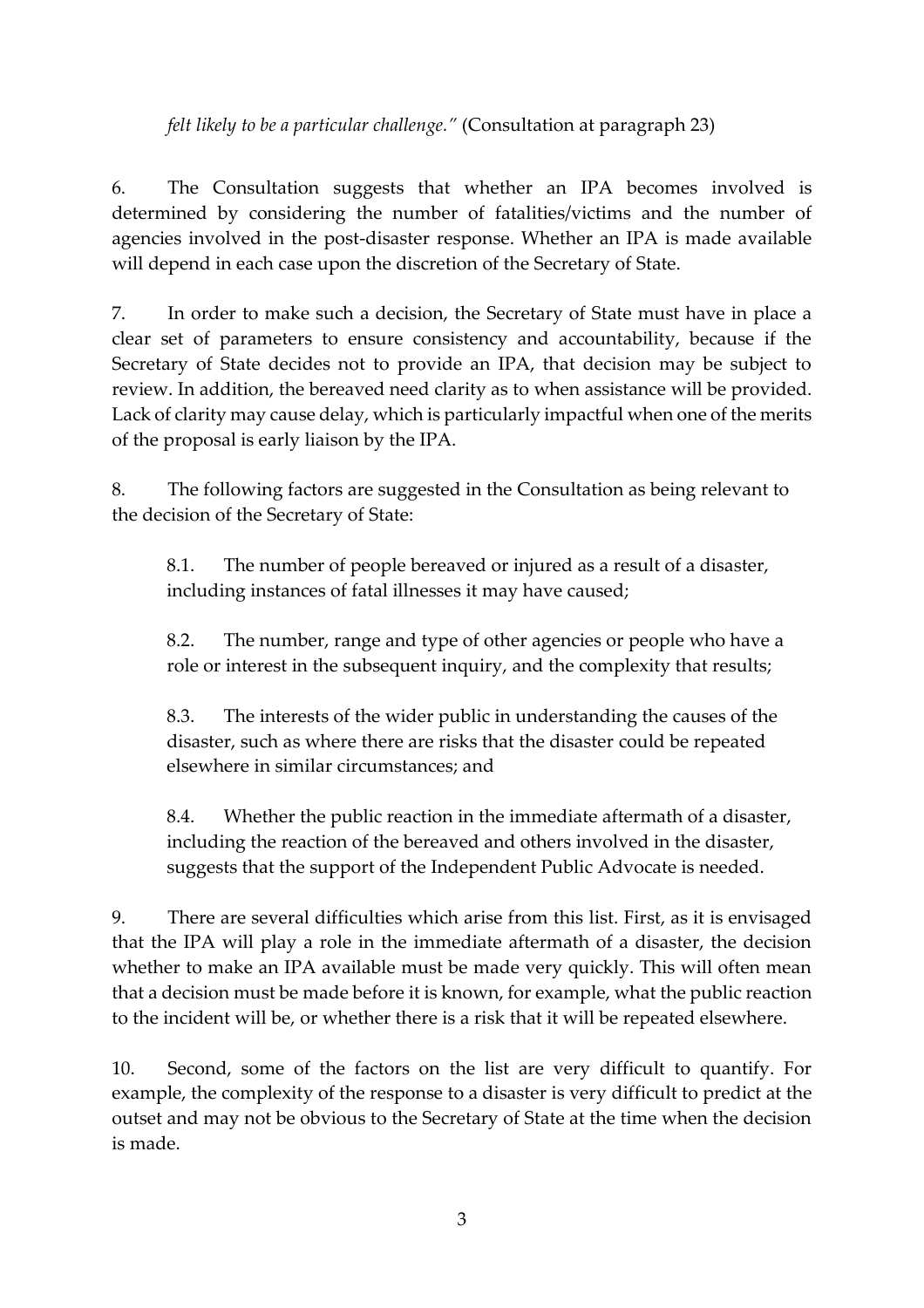*felt likely to be a particular challenge."* (Consultation at paragraph 23)

6. The Consultation suggests that whether an IPA becomes involved is determined by considering the number of fatalities/victims and the number of agencies involved in the post-disaster response. Whether an IPA is made available will depend in each case upon the discretion of the Secretary of State.

7. In order to make such a decision, the Secretary of State must have in place a clear set of parameters to ensure consistency and accountability, because if the Secretary of State decides not to provide an IPA, that decision may be subject to review. In addition, the bereaved need clarity as to when assistance will be provided. Lack of clarity may cause delay, which is particularly impactful when one of the merits of the proposal is early liaison by the IPA.

8. The following factors are suggested in the Consultation as being relevant to the decision of the Secretary of State:

> 8.1. The number of people bereaved or injured as a result of a disaster, including instances of fatal illnesses it may have caused;
>
> 8.2. The number, range and type of other agencies or people who have a role or interest in the subsequent inquiry, and the complexity that results;
>
> 8.3. The interests of the wider public in understanding the causes of the disaster, such as where there are risks that the disaster could be repeated elsewhere in similar circumstances; and
>
> 8.4. Whether the public reaction in the immediate aftermath of a disaster, including the reaction of the bereaved and others involved in the disaster, suggests that the support of the Independent Public Advocate is needed.

9. There are several difficulties which arise from this list. First, as it is envisaged that the IPA will play a role in the immediate aftermath of a disaster, the decision whether to make an IPA available must be made very quickly. This will often mean that a decision must be made before it is known, for example, what the public reaction to the incident will be, or whether there is a risk that it will be repeated elsewhere.

10. Second, some of the factors on the list are very difficult to quantify. For example, the complexity of the response to a disaster is very difficult to predict at the outset and may not be obvious to the Secretary of State at the time when the decision is made.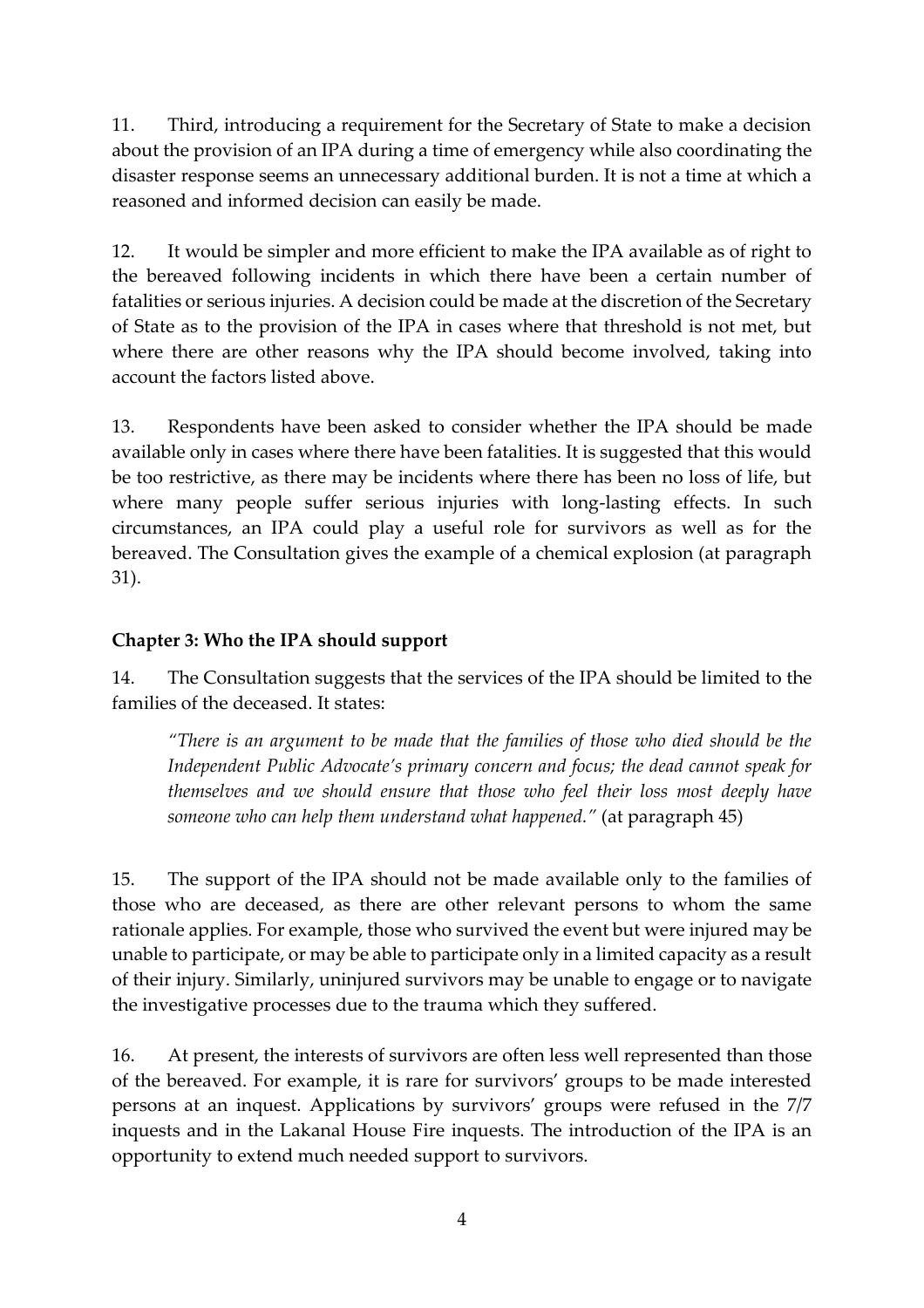11. Third, introducing a requirement for the Secretary of State to make a decision about the provision of an IPA during a time of emergency while also coordinating the disaster response seems an unnecessary additional burden. It is not a time at which a reasoned and informed decision can easily be made.

12. It would be simpler and more efficient to make the IPA available as of right to the bereaved following incidents in which there have been a certain number of fatalities or serious injuries. A decision could be made at the discretion of the Secretary of State as to the provision of the IPA in cases where that threshold is not met, but where there are other reasons why the IPA should become involved, taking into account the factors listed above.

13. Respondents have been asked to consider whether the IPA should be made available only in cases where there have been fatalities. It is suggested that this would be too restrictive, as there may be incidents where there has been no loss of life, but where many people suffer serious injuries with long-lasting effects. In such circumstances, an IPA could play a useful role for survivors as well as for the bereaved. The Consultation gives the example of a chemical explosion (at paragraph 31).

**Chapter 3: Who the IPA should support**

14. The Consultation suggests that the services of the IPA should be limited to the families of the deceased. It states:

> *"There is an argument to be made that the families of those who died should be the Independent Public Advocate's primary concern and focus; the dead cannot speak for themselves and we should ensure that those who feel their loss most deeply have someone who can help them understand what happened."* (at paragraph 45)

15. The support of the IPA should not be made available only to the families of those who are deceased, as there are other relevant persons to whom the same rationale applies. For example, those who survived the event but were injured may be unable to participate, or may be able to participate only in a limited capacity as a result of their injury. Similarly, uninjured survivors may be unable to engage or to navigate the investigative processes due to the trauma which they suffered.

16. At present, the interests of survivors are often less well represented than those of the bereaved. For example, it is rare for survivors' groups to be made interested persons at an inquest. Applications by survivors' groups were refused in the 7/7 inquests and in the Lakanal House Fire inquests. The introduction of the IPA is an opportunity to extend much needed support to survivors.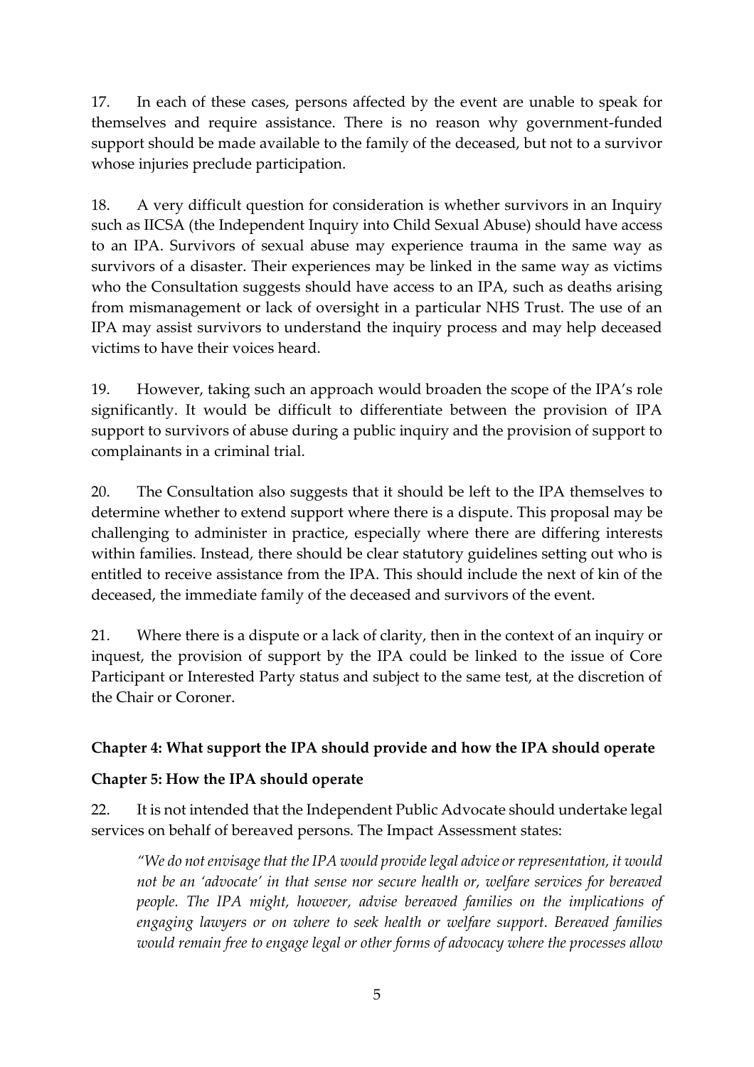17. In each of these cases, persons affected by the event are unable to speak for themselves and require assistance. There is no reason why government-funded support should be made available to the family of the deceased, but not to a survivor whose injuries preclude participation.

18. A very difficult question for consideration is whether survivors in an Inquiry such as IICSA (the Independent Inquiry into Child Sexual Abuse) should have access to an IPA. Survivors of sexual abuse may experience trauma in the same way as survivors of a disaster. Their experiences may be linked in the same way as victims who the Consultation suggests should have access to an IPA, such as deaths arising from mismanagement or lack of oversight in a particular NHS Trust. The use of an IPA may assist survivors to understand the inquiry process and may help deceased victims to have their voices heard.

19. However, taking such an approach would broaden the scope of the IPA's role significantly. It would be difficult to differentiate between the provision of IPA support to survivors of abuse during a public inquiry and the provision of support to complainants in a criminal trial.

20. The Consultation also suggests that it should be left to the IPA themselves to determine whether to extend support where there is a dispute. This proposal may be challenging to administer in practice, especially where there are differing interests within families. Instead, there should be clear statutory guidelines setting out who is entitled to receive assistance from the IPA. This should include the next of kin of the deceased, the immediate family of the deceased and survivors of the event.

21. Where there is a dispute or a lack of clarity, then in the context of an inquiry or inquest, the provision of support by the IPA could be linked to the issue of Core Participant or Interested Party status and subject to the same test, at the discretion of the Chair or Coroner.

**Chapter 4: What support the IPA should provide and how the IPA should operate**

**Chapter 5: How the IPA should operate**

22. It is not intended that the Independent Public Advocate should undertake legal services on behalf of bereaved persons. The Impact Assessment states:

> *"We do not envisage that the IPA would provide legal advice or representation, it would not be an 'advocate' in that sense nor secure health or, welfare services for bereaved people. The IPA might, however, advise bereaved families on the implications of engaging lawyers or on where to seek health or welfare support. Bereaved families would remain free to engage legal or other forms of advocacy where the processes allow*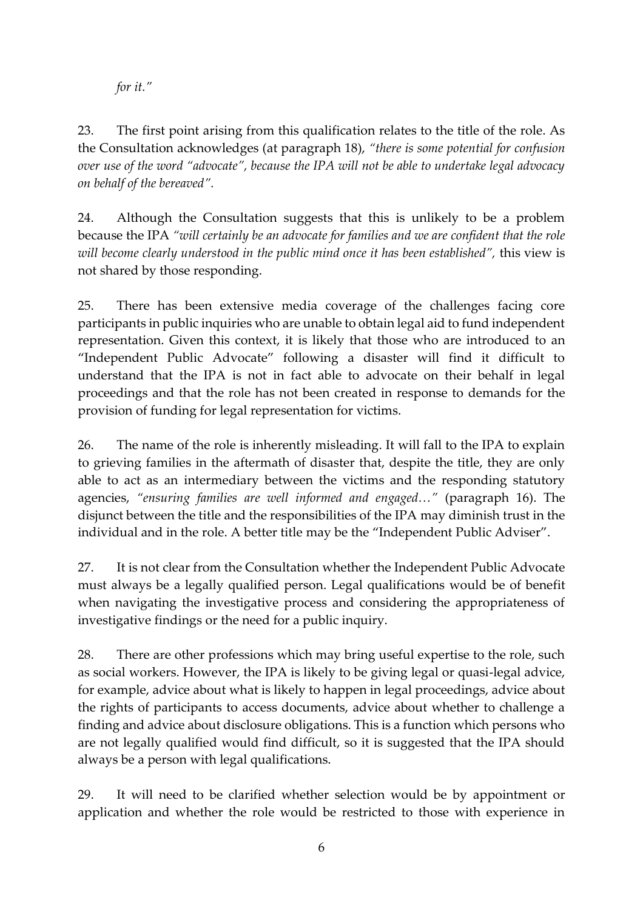*for it."*

23. The first point arising from this qualification relates to the title of the role. As the Consultation acknowledges (at paragraph 18), *"there is some potential for confusion over use of the word "advocate", because the IPA will not be able to undertake legal advocacy on behalf of the bereaved".*

24. Although the Consultation suggests that this is unlikely to be a problem because the IPA *"will certainly be an advocate for families and we are confident that the role will become clearly understood in the public mind once it has been established",* this view is not shared by those responding.

25. There has been extensive media coverage of the challenges facing core participants in public inquiries who are unable to obtain legal aid to fund independent representation. Given this context, it is likely that those who are introduced to an "Independent Public Advocate" following a disaster will find it difficult to understand that the IPA is not in fact able to advocate on their behalf in legal proceedings and that the role has not been created in response to demands for the provision of funding for legal representation for victims.

26. The name of the role is inherently misleading. It will fall to the IPA to explain to grieving families in the aftermath of disaster that, despite the title, they are only able to act as an intermediary between the victims and the responding statutory agencies, *"ensuring families are well informed and engaged…"* (paragraph 16). The disjunct between the title and the responsibilities of the IPA may diminish trust in the individual and in the role. A better title may be the "Independent Public Adviser".

27. It is not clear from the Consultation whether the Independent Public Advocate must always be a legally qualified person. Legal qualifications would be of benefit when navigating the investigative process and considering the appropriateness of investigative findings or the need for a public inquiry.

28. There are other professions which may bring useful expertise to the role, such as social workers. However, the IPA is likely to be giving legal or quasi-legal advice, for example, advice about what is likely to happen in legal proceedings, advice about the rights of participants to access documents, advice about whether to challenge a finding and advice about disclosure obligations. This is a function which persons who are not legally qualified would find difficult, so it is suggested that the IPA should always be a person with legal qualifications.

29. It will need to be clarified whether selection would be by appointment or application and whether the role would be restricted to those with experience in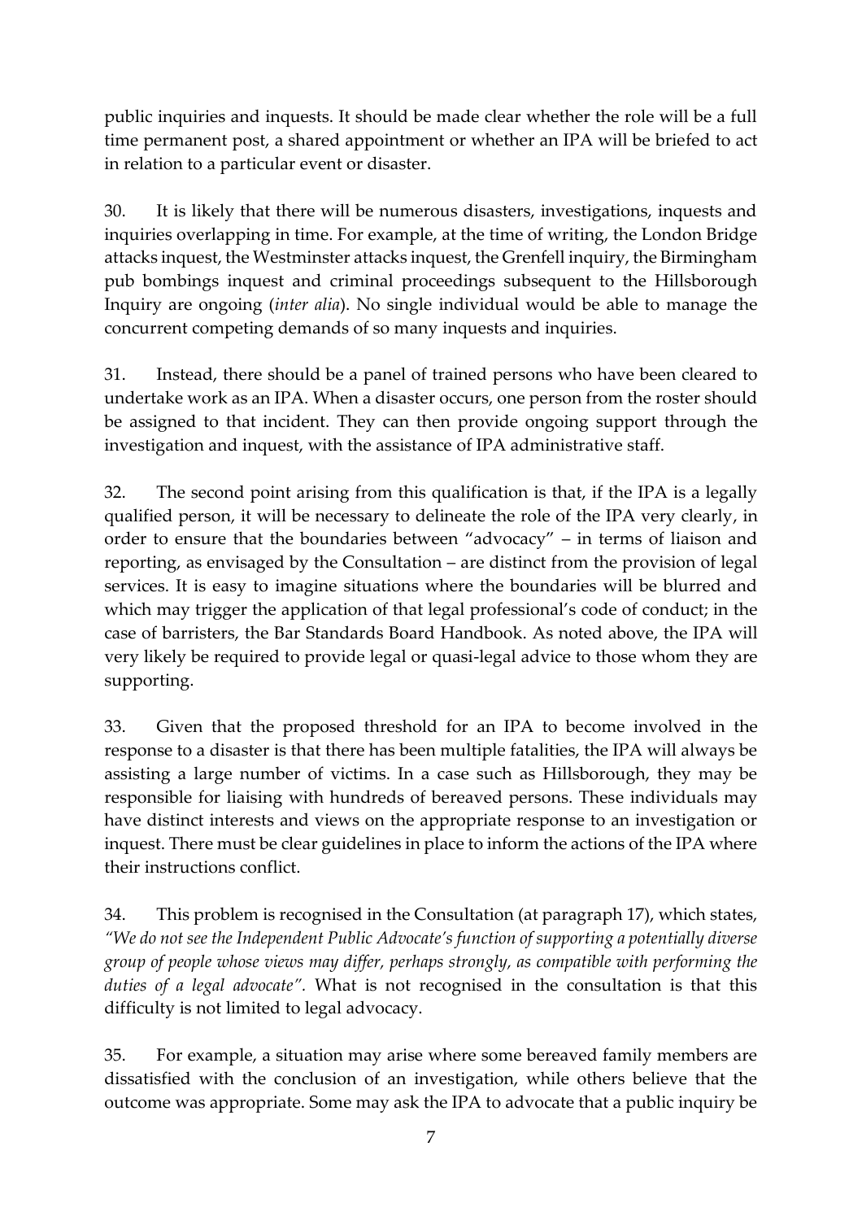public inquiries and inquests. It should be made clear whether the role will be a full time permanent post, a shared appointment or whether an IPA will be briefed to act in relation to a particular event or disaster.

30. It is likely that there will be numerous disasters, investigations, inquests and inquiries overlapping in time. For example, at the time of writing, the London Bridge attacks inquest, the Westminster attacks inquest, the Grenfell inquiry, the Birmingham pub bombings inquest and criminal proceedings subsequent to the Hillsborough Inquiry are ongoing (*inter alia*). No single individual would be able to manage the concurrent competing demands of so many inquests and inquiries.

31. Instead, there should be a panel of trained persons who have been cleared to undertake work as an IPA. When a disaster occurs, one person from the roster should be assigned to that incident. They can then provide ongoing support through the investigation and inquest, with the assistance of IPA administrative staff.

32. The second point arising from this qualification is that, if the IPA is a legally qualified person, it will be necessary to delineate the role of the IPA very clearly, in order to ensure that the boundaries between "advocacy" – in terms of liaison and reporting, as envisaged by the Consultation – are distinct from the provision of legal services. It is easy to imagine situations where the boundaries will be blurred and which may trigger the application of that legal professional's code of conduct; in the case of barristers, the Bar Standards Board Handbook. As noted above, the IPA will very likely be required to provide legal or quasi-legal advice to those whom they are supporting.

33. Given that the proposed threshold for an IPA to become involved in the response to a disaster is that there has been multiple fatalities, the IPA will always be assisting a large number of victims. In a case such as Hillsborough, they may be responsible for liaising with hundreds of bereaved persons. These individuals may have distinct interests and views on the appropriate response to an investigation or inquest. There must be clear guidelines in place to inform the actions of the IPA where their instructions conflict.

34. This problem is recognised in the Consultation (at paragraph 17), which states, *"We do not see the Independent Public Advocate's function of supporting a potentially diverse group of people whose views may differ, perhaps strongly, as compatible with performing the duties of a legal advocate"*. What is not recognised in the consultation is that this difficulty is not limited to legal advocacy.

35. For example, a situation may arise where some bereaved family members are dissatisfied with the conclusion of an investigation, while others believe that the outcome was appropriate. Some may ask the IPA to advocate that a public inquiry be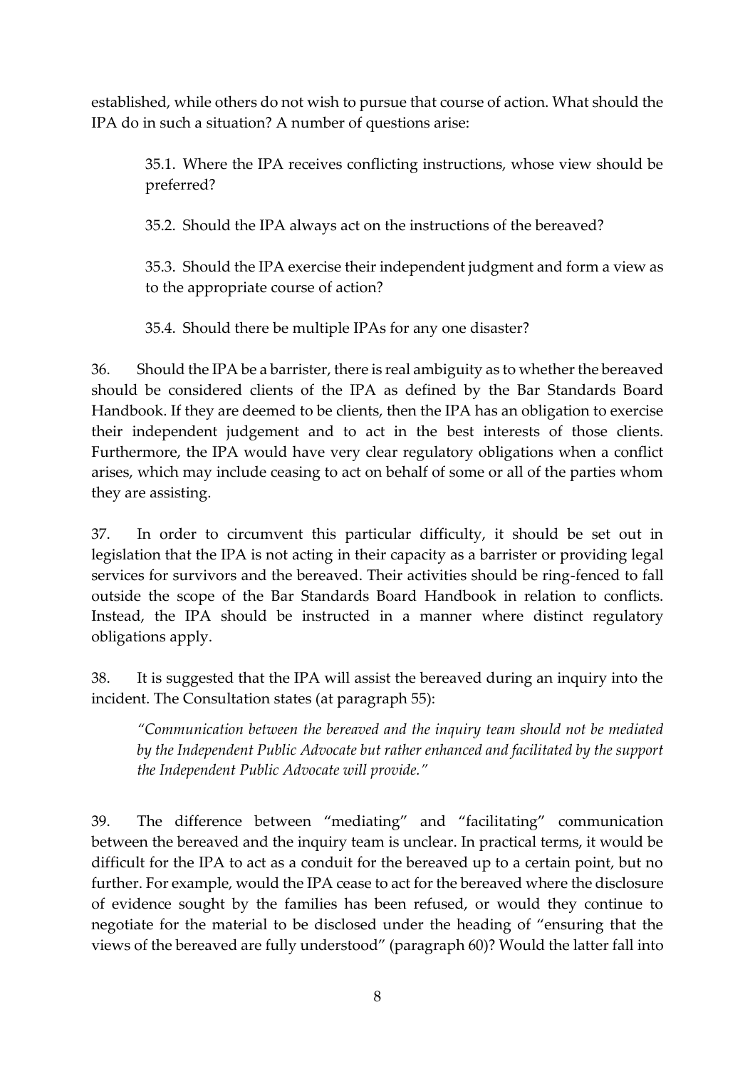established, while others do not wish to pursue that course of action. What should the IPA do in such a situation? A number of questions arise:

> 35.1. Where the IPA receives conflicting instructions, whose view should be preferred?
>
> 35.2. Should the IPA always act on the instructions of the bereaved?
>
> 35.3. Should the IPA exercise their independent judgment and form a view as to the appropriate course of action?
>
> 35.4. Should there be multiple IPAs for any one disaster?

36. Should the IPA be a barrister, there is real ambiguity as to whether the bereaved should be considered clients of the IPA as defined by the Bar Standards Board Handbook. If they are deemed to be clients, then the IPA has an obligation to exercise their independent judgement and to act in the best interests of those clients. Furthermore, the IPA would have very clear regulatory obligations when a conflict arises, which may include ceasing to act on behalf of some or all of the parties whom they are assisting.

37. In order to circumvent this particular difficulty, it should be set out in legislation that the IPA is not acting in their capacity as a barrister or providing legal services for survivors and the bereaved. Their activities should be ring-fenced to fall outside the scope of the Bar Standards Board Handbook in relation to conflicts. Instead, the IPA should be instructed in a manner where distinct regulatory obligations apply.

38. It is suggested that the IPA will assist the bereaved during an inquiry into the incident. The Consultation states (at paragraph 55):

> *"Communication between the bereaved and the inquiry team should not be mediated by the Independent Public Advocate but rather enhanced and facilitated by the support the Independent Public Advocate will provide."*

39. The difference between "mediating" and "facilitating" communication between the bereaved and the inquiry team is unclear. In practical terms, it would be difficult for the IPA to act as a conduit for the bereaved up to a certain point, but no further. For example, would the IPA cease to act for the bereaved where the disclosure of evidence sought by the families has been refused, or would they continue to negotiate for the material to be disclosed under the heading of "ensuring that the views of the bereaved are fully understood" (paragraph 60)? Would the latter fall into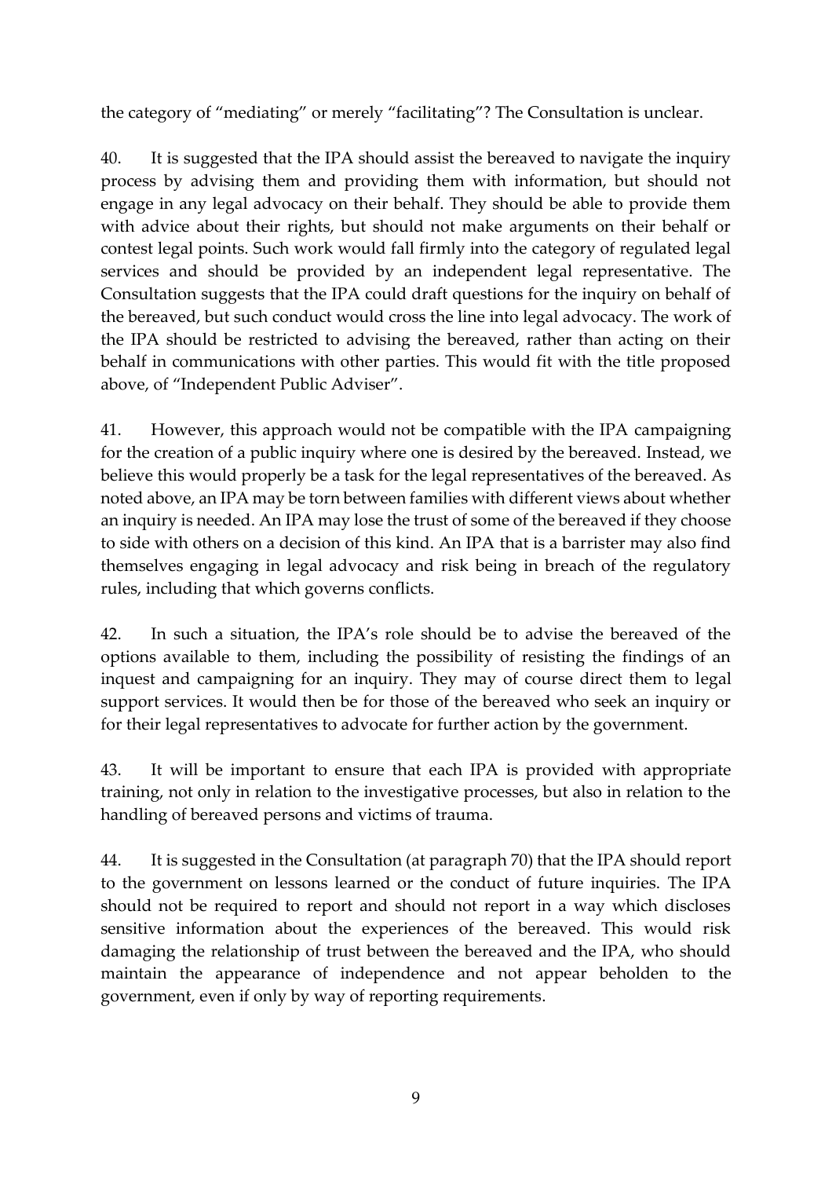the category of "mediating" or merely "facilitating"? The Consultation is unclear.

40. It is suggested that the IPA should assist the bereaved to navigate the inquiry process by advising them and providing them with information, but should not engage in any legal advocacy on their behalf. They should be able to provide them with advice about their rights, but should not make arguments on their behalf or contest legal points. Such work would fall firmly into the category of regulated legal services and should be provided by an independent legal representative. The Consultation suggests that the IPA could draft questions for the inquiry on behalf of the bereaved, but such conduct would cross the line into legal advocacy. The work of the IPA should be restricted to advising the bereaved, rather than acting on their behalf in communications with other parties. This would fit with the title proposed above, of "Independent Public Adviser".

41. However, this approach would not be compatible with the IPA campaigning for the creation of a public inquiry where one is desired by the bereaved. Instead, we believe this would properly be a task for the legal representatives of the bereaved. As noted above, an IPA may be torn between families with different views about whether an inquiry is needed. An IPA may lose the trust of some of the bereaved if they choose to side with others on a decision of this kind. An IPA that is a barrister may also find themselves engaging in legal advocacy and risk being in breach of the regulatory rules, including that which governs conflicts.

42. In such a situation, the IPA's role should be to advise the bereaved of the options available to them, including the possibility of resisting the findings of an inquest and campaigning for an inquiry. They may of course direct them to legal support services. It would then be for those of the bereaved who seek an inquiry or for their legal representatives to advocate for further action by the government.

43. It will be important to ensure that each IPA is provided with appropriate training, not only in relation to the investigative processes, but also in relation to the handling of bereaved persons and victims of trauma.

44. It is suggested in the Consultation (at paragraph 70) that the IPA should report to the government on lessons learned or the conduct of future inquiries. The IPA should not be required to report and should not report in a way which discloses sensitive information about the experiences of the bereaved. This would risk damaging the relationship of trust between the bereaved and the IPA, who should maintain the appearance of independence and not appear beholden to the government, even if only by way of reporting requirements.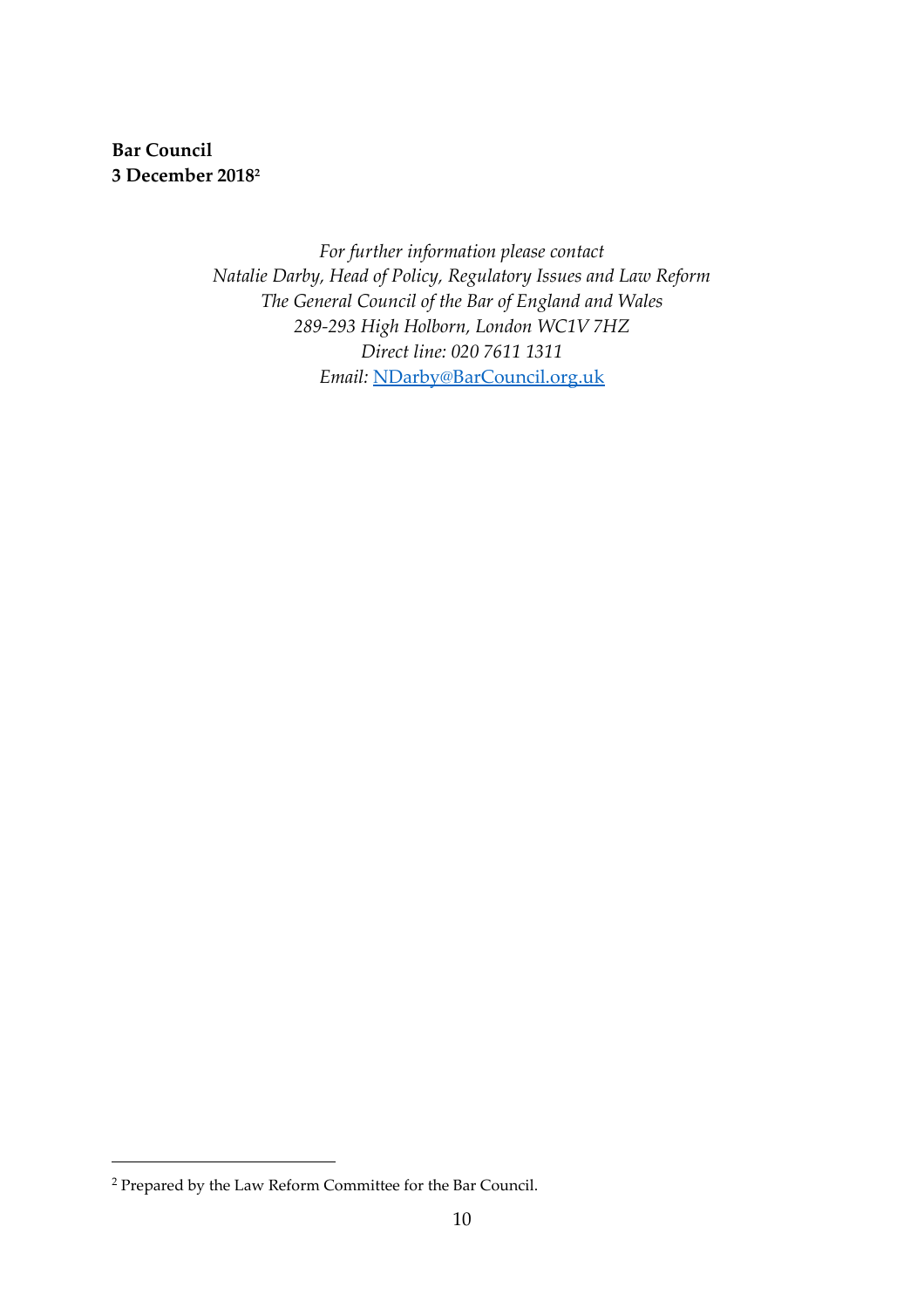**Bar Council**
**3 December 2018**[2]

*For further information please contact*
*Natalie Darby, Head of Policy, Regulatory Issues and Law Reform*
*The General Council of the Bar of England and Wales*
*289-293 High Holborn, London WC1V 7HZ*
*Direct line: 020 7611 1311*
*Email:* NDarby@BarCouncil.org.uk

[2] Prepared by the Law Reform Committee for the Bar Council.